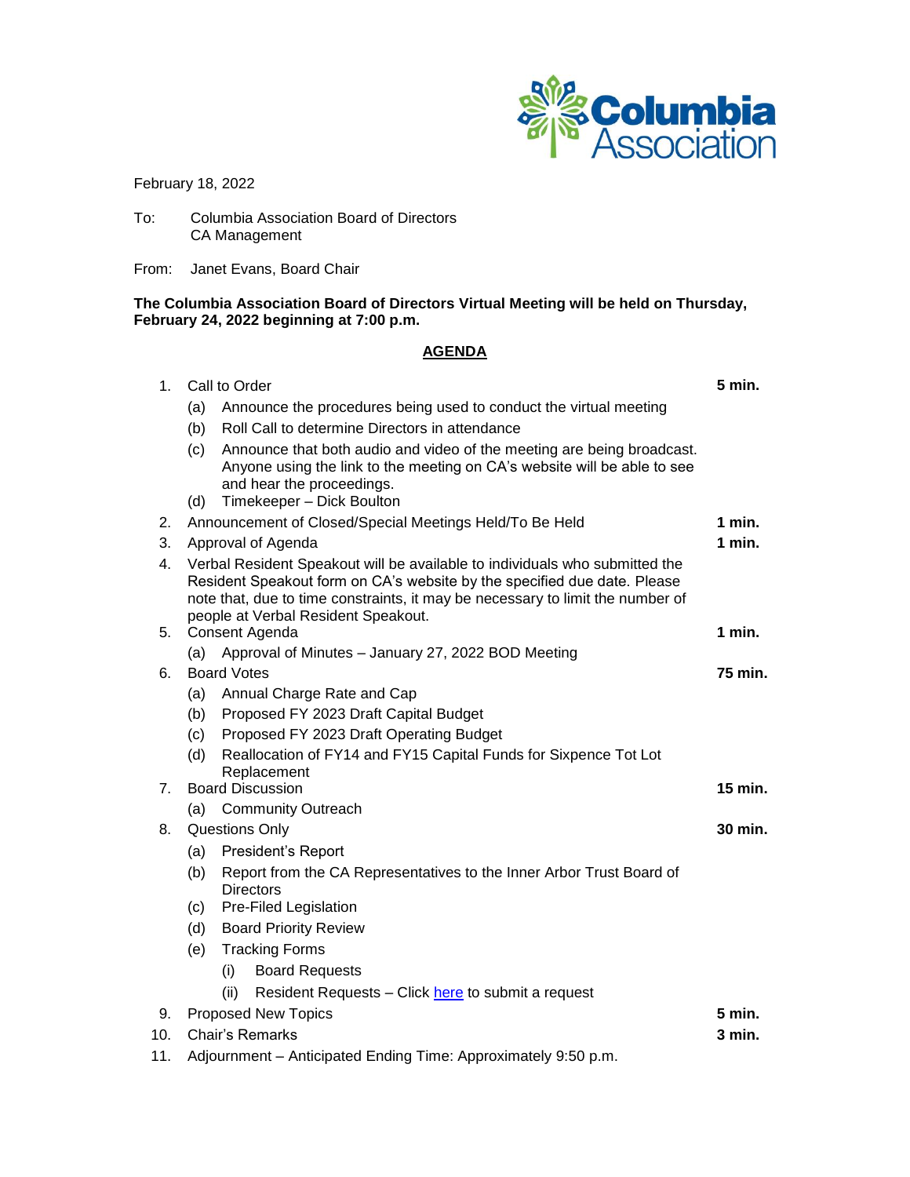Columbia Association

February 18, 2022

To: Columbia Association Board of Directors
CA Management

From: Janet Evans, Board Chair

**The Columbia Association Board of Directors Virtual Meeting will be held on Thursday, February 24, 2022 beginning at 7:00 p.m.**

## AGENDA

1. Call to Order — **5 min.**
   - (a) Announce the procedures being used to conduct the virtual meeting
   - (b) Roll Call to determine Directors in attendance
   - (c) Announce that both audio and video of the meeting are being broadcast. Anyone using the link to the meeting on CA's website will be able to see and hear the proceedings.
   - (d) Timekeeper – Dick Boulton
2. Announcement of Closed/Special Meetings Held/To Be Held — **1 min.**
3. Approval of Agenda — **1 min.**
4. Verbal Resident Speakout will be available to individuals who submitted the Resident Speakout form on CA's website by the specified due date. Please note that, due to time constraints, it may be necessary to limit the number of people at Verbal Resident Speakout.
5. Consent Agenda — **1 min.**
   - (a) Approval of Minutes – January 27, 2022 BOD Meeting
6. Board Votes — **75 min.**
   - (a) Annual Charge Rate and Cap
   - (b) Proposed FY 2023 Draft Capital Budget
   - (c) Proposed FY 2023 Draft Operating Budget
   - (d) Reallocation of FY14 and FY15 Capital Funds for Sixpence Tot Lot Replacement
7. Board Discussion — **15 min.**
   - (a) Community Outreach
8. Questions Only — **30 min.**
   - (a) President's Report
   - (b) Report from the CA Representatives to the Inner Arbor Trust Board of Directors
   - (c) Pre-Filed Legislation
   - (d) Board Priority Review
   - (e) Tracking Forms
     - (i) Board Requests
     - (ii) Resident Requests – Click here to submit a request
9. Proposed New Topics — **5 min.**
10. Chair's Remarks — **3 min.**
11. Adjournment – Anticipated Ending Time: Approximately 9:50 p.m.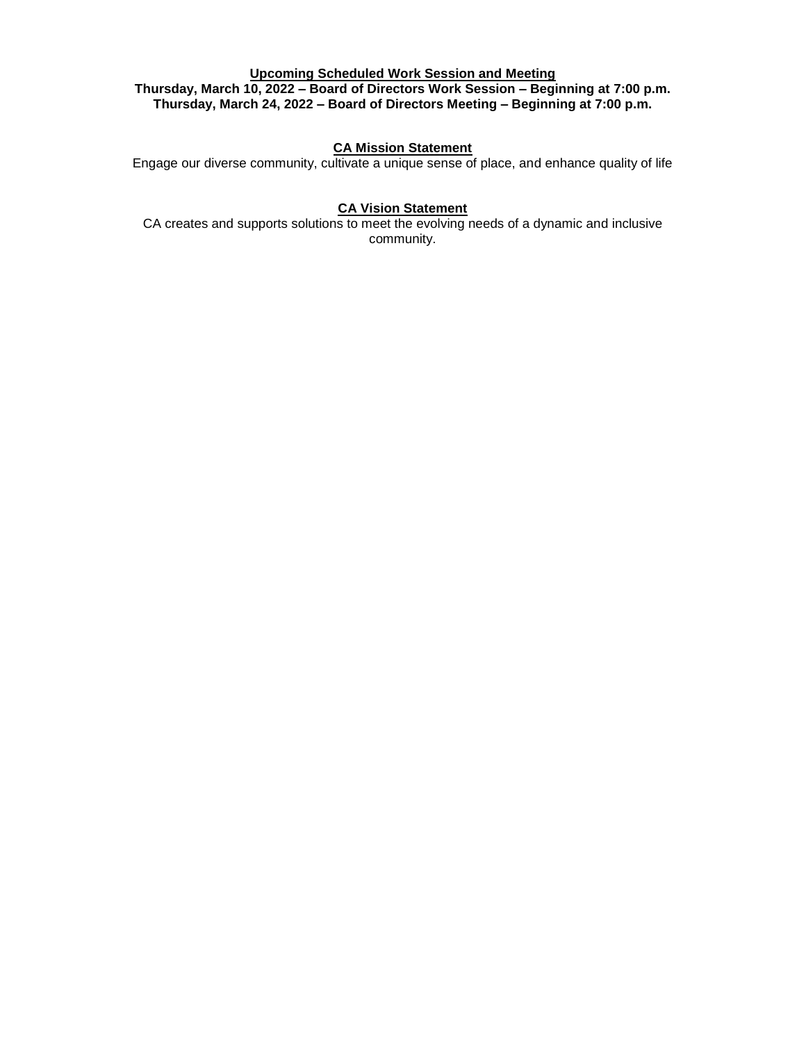**Upcoming Scheduled Work Session and Meeting**

**Thursday, March 10, 2022 – Board of Directors Work Session – Beginning at 7:00 p.m.**

**Thursday, March 24, 2022 – Board of Directors Meeting – Beginning at 7:00 p.m.**

**CA Mission Statement**

Engage our diverse community, cultivate a unique sense of place, and enhance quality of life

**CA Vision Statement**

CA creates and supports solutions to meet the evolving needs of a dynamic and inclusive community.